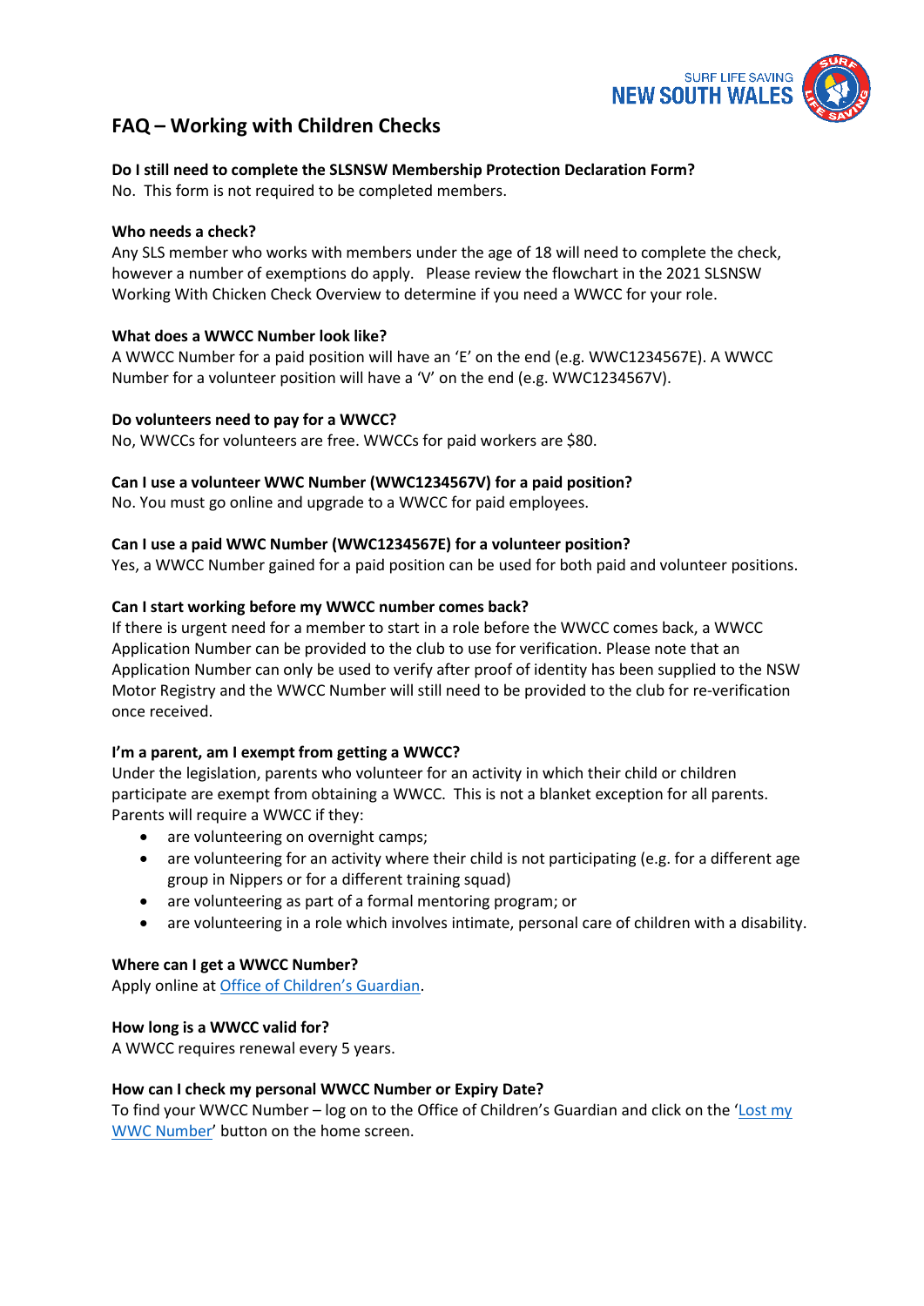# FAQ – Working with Children Checks

**Do I still need to complete the SLSNSW Membership Protection Declaration Form?**

No. This form is not required to be completed members.

**Who needs a check?**

Any SLS member who works with members under the age of 18 will need to complete the check, however a number of exemptions do apply. Please review the flowchart in the 2021 SLSNSW Working With Chicken Check Overview to determine if you need a WWCC for your role.

**What does a WWCC Number look like?**

A WWCC Number for a paid position will have an 'E' on the end (e.g. WWC1234567E). A WWCC Number for a volunteer position will have a 'V' on the end (e.g. WWC1234567V).

**Do volunteers need to pay for a WWCC?**

No, WWCCs for volunteers are free. WWCCs for paid workers are $80.

**Can I use a volunteer WWC Number (WWC1234567V) for a paid position?**

No. You must go online and upgrade to a WWCC for paid employees.

**Can I use a paid WWC Number (WWC1234567E) for a volunteer position?**

Yes, a WWCC Number gained for a paid position can be used for both paid and volunteer positions.

**Can I start working before my WWCC number comes back?**

If there is urgent need for a member to start in a role before the WWCC comes back, a WWCC Application Number can be provided to the club to use for verification. Please note that an Application Number can only be used to verify after proof of identity has been supplied to the NSW Motor Registry and the WWCC Number will still need to be provided to the club for re-verification once received.

**I'm a parent, am I exempt from getting a WWCC?**

Under the legislation, parents who volunteer for an activity in which their child or children participate are exempt from obtaining a WWCC. This is not a blanket exception for all parents. Parents will require a WWCC if they:

- are volunteering on overnight camps;
- are volunteering for an activity where their child is not participating (e.g. for a different age group in Nippers or for a different training squad)
- are volunteering as part of a formal mentoring program; or
- are volunteering in a role which involves intimate, personal care of children with a disability.

**Where can I get a WWCC Number?**

Apply online at Office of Children's Guardian.

**How long is a WWCC valid for?**

A WWCC requires renewal every 5 years.

**How can I check my personal WWCC Number or Expiry Date?**

To find your WWCC Number – log on to the Office of Children's Guardian and click on the 'Lost my WWC Number' button on the home screen.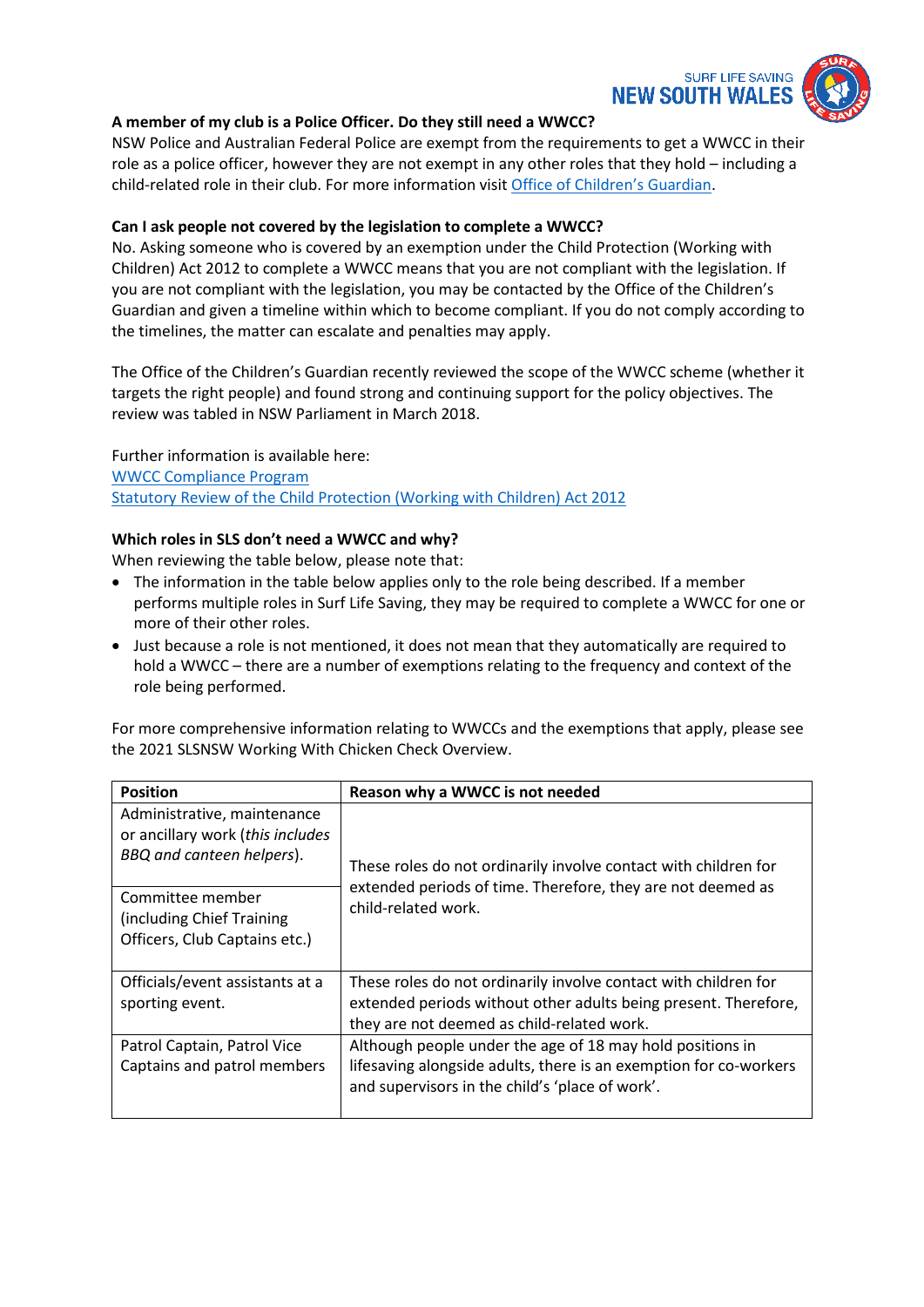**A member of my club is a Police Officer. Do they still need a WWCC?**

NSW Police and Australian Federal Police are exempt from the requirements to get a WWCC in their role as a police officer, however they are not exempt in any other roles that they hold – including a child-related role in their club. For more information visit Office of Children's Guardian.

**Can I ask people not covered by the legislation to complete a WWCC?**

No. Asking someone who is covered by an exemption under the Child Protection (Working with Children) Act 2012 to complete a WWCC means that you are not compliant with the legislation. If you are not compliant with the legislation, you may be contacted by the Office of the Children's Guardian and given a timeline within which to become compliant. If you do not comply according to the timelines, the matter can escalate and penalties may apply.

The Office of the Children's Guardian recently reviewed the scope of the WWCC scheme (whether it targets the right people) and found strong and continuing support for the policy objectives. The review was tabled in NSW Parliament in March 2018.

Further information is available here:
WWCC Compliance Program
Statutory Review of the Child Protection (Working with Children) Act 2012

**Which roles in SLS don't need a WWCC and why?**

When reviewing the table below, please note that:

- The information in the table below applies only to the role being described. If a member performs multiple roles in Surf Life Saving, they may be required to complete a WWCC for one or more of their other roles.
- Just because a role is not mentioned, it does not mean that they automatically are required to hold a WWCC – there are a number of exemptions relating to the frequency and context of the role being performed.

For more comprehensive information relating to WWCCs and the exemptions that apply, please see the 2021 SLSNSW Working With Chicken Check Overview.

| Position | Reason why a WWCC is not needed |
|---|---|
| Administrative, maintenance or ancillary work (*this includes BBQ and canteen helpers*). | These roles do not ordinarily involve contact with children for extended periods of time. Therefore, they are not deemed as child-related work. |
| Committee member (including Chief Training Officers, Club Captains etc.) | These roles do not ordinarily involve contact with children for extended periods of time. Therefore, they are not deemed as child-related work. |
| Officials/event assistants at a sporting event. | These roles do not ordinarily involve contact with children for extended periods without other adults being present. Therefore, they are not deemed as child-related work. |
| Patrol Captain, Patrol Vice Captains and patrol members | Although people under the age of 18 may hold positions in lifesaving alongside adults, there is an exemption for co-workers and supervisors in the child's 'place of work'. |